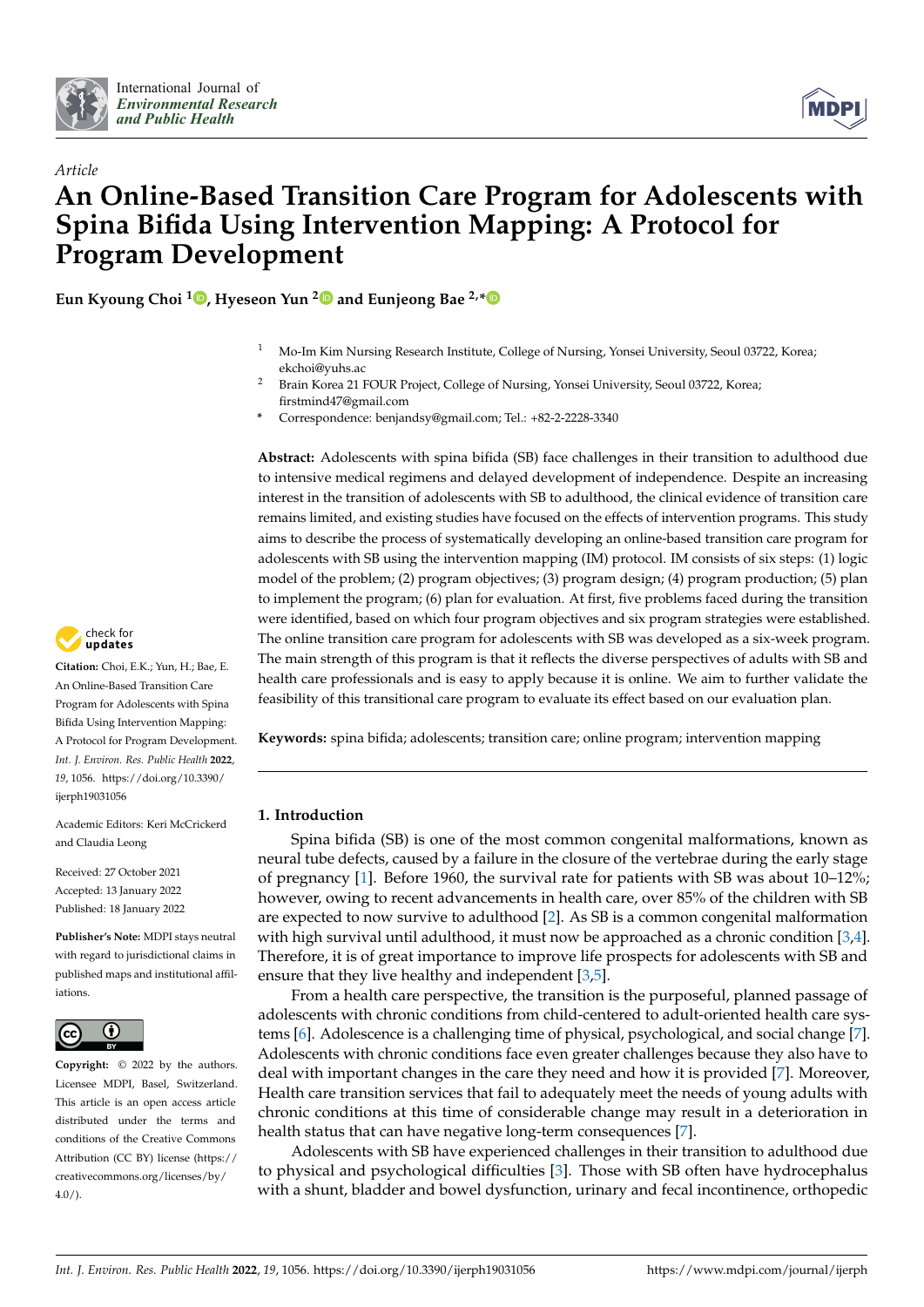*Article*

# An Online-Based Transition Care Program for Adolescents with Spina Bifida Using Intervention Mapping: A Protocol for Program Development

**Eun Kyoung Choi [1], Hyeseon Yun [2] and Eunjeong Bae [2,*]**

[1] Mo-Im Kim Nursing Research Institute, College of Nursing, Yonsei University, Seoul 03722, Korea; ekchoi@yuhs.ac

[2] Brain Korea 21 FOUR Project, College of Nursing, Yonsei University, Seoul 03722, Korea; firstmind47@gmail.com

* Correspondence: benjandsy@gmail.com; Tel.: +82-2-2228-3340

**Abstract:** Adolescents with spina bifida (SB) face challenges in their transition to adulthood due to intensive medical regimens and delayed development of independence. Despite an increasing interest in the transition of adolescents with SB to adulthood, the clinical evidence of transition care remains limited, and existing studies have focused on the effects of intervention programs. This study aims to describe the process of systematically developing an online-based transition care program for adolescents with SB using the intervention mapping (IM) protocol. IM consists of six steps: (1) logic model of the problem; (2) program objectives; (3) program design; (4) program production; (5) plan to implement the program; (6) plan for evaluation. At first, five problems faced during the transition were identified, based on which four program objectives and six program strategies were established. The online transition care program for adolescents with SB was developed as a six-week program. The main strength of this program is that it reflects the diverse perspectives of adults with SB and health care professionals and is easy to apply because it is online. We aim to further validate the feasibility of this transitional care program to evaluate its effect based on our evaluation plan.

**Keywords:** spina bifida; adolescents; transition care; online program; intervention mapping

**Citation:** Choi, E.K.; Yun, H.; Bae, E. An Online-Based Transition Care Program for Adolescents with Spina Bifida Using Intervention Mapping: A Protocol for Program Development. *Int. J. Environ. Res. Public Health* **2022**, *19*, 1056. https://doi.org/10.3390/ijerph19031056

Academic Editors: Keri McCrickerd and Claudia Leong

Received: 27 October 2021
Accepted: 13 January 2022
Published: 18 January 2022

**Publisher's Note:** MDPI stays neutral with regard to jurisdictional claims in published maps and institutional affiliations.

**Copyright:** © 2022 by the authors. Licensee MDPI, Basel, Switzerland. This article is an open access article distributed under the terms and conditions of the Creative Commons Attribution (CC BY) license (https://creativecommons.org/licenses/by/4.0/).

## 1. Introduction

Spina bifida (SB) is one of the most common congenital malformations, known as neural tube defects, caused by a failure in the closure of the vertebrae during the early stage of pregnancy [1]. Before 1960, the survival rate for patients with SB was about 10–12%; however, owing to recent advancements in health care, over 85% of the children with SB are expected to now survive to adulthood [2]. As SB is a common congenital malformation with high survival until adulthood, it must now be approached as a chronic condition [3,4]. Therefore, it is of great importance to improve life prospects for adolescents with SB and ensure that they live healthy and independent [3,5].

From a health care perspective, the transition is the purposeful, planned passage of adolescents with chronic conditions from child-centered to adult-oriented health care systems [6]. Adolescence is a challenging time of physical, psychological, and social change [7]. Adolescents with chronic conditions face even greater challenges because they also have to deal with important changes in the care they need and how it is provided [7]. Moreover, Health care transition services that fail to adequately meet the needs of young adults with chronic conditions at this time of considerable change may result in a deterioration in health status that can have negative long-term consequences [7].

Adolescents with SB have experienced challenges in their transition to adulthood due to physical and psychological difficulties [3]. Those with SB often have hydrocephalus with a shunt, bladder and bowel dysfunction, urinary and fecal incontinence, orthopedic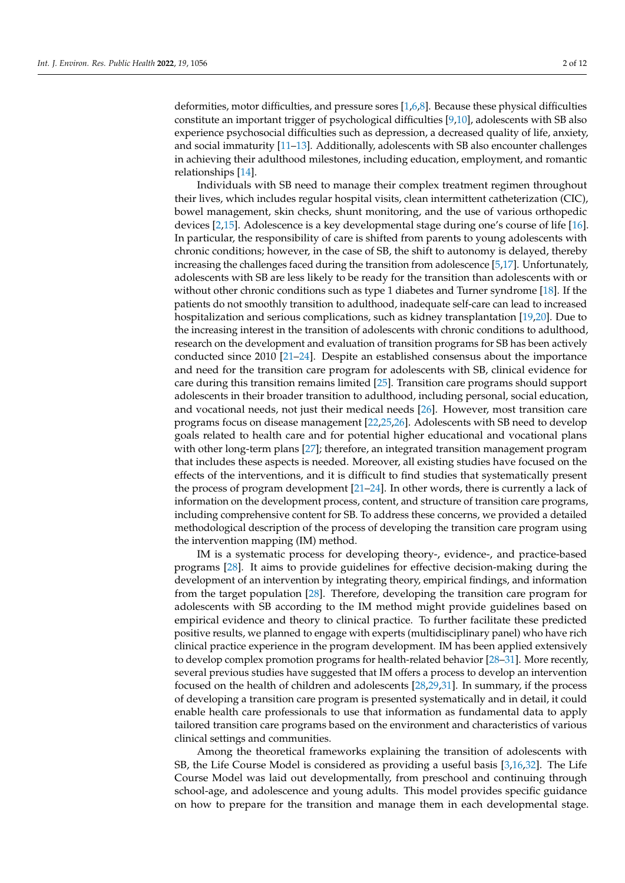deformities, motor difficulties, and pressure sores [1,6,8]. Because these physical difficulties constitute an important trigger of psychological difficulties [9,10], adolescents with SB also experience psychosocial difficulties such as depression, a decreased quality of life, anxiety, and social immaturity [11–13]. Additionally, adolescents with SB also encounter challenges in achieving their adulthood milestones, including education, employment, and romantic relationships [14].

Individuals with SB need to manage their complex treatment regimen throughout their lives, which includes regular hospital visits, clean intermittent catheterization (CIC), bowel management, skin checks, shunt monitoring, and the use of various orthopedic devices [2,15]. Adolescence is a key developmental stage during one's course of life [16]. In particular, the responsibility of care is shifted from parents to young adolescents with chronic conditions; however, in the case of SB, the shift to autonomy is delayed, thereby increasing the challenges faced during the transition from adolescence [5,17]. Unfortunately, adolescents with SB are less likely to be ready for the transition than adolescents with or without other chronic conditions such as type 1 diabetes and Turner syndrome [18]. If the patients do not smoothly transition to adulthood, inadequate self-care can lead to increased hospitalization and serious complications, such as kidney transplantation [19,20]. Due to the increasing interest in the transition of adolescents with chronic conditions to adulthood, research on the development and evaluation of transition programs for SB has been actively conducted since 2010 [21–24]. Despite an established consensus about the importance and need for the transition care program for adolescents with SB, clinical evidence for care during this transition remains limited [25]. Transition care programs should support adolescents in their broader transition to adulthood, including personal, social education, and vocational needs, not just their medical needs [26]. However, most transition care programs focus on disease management [22,25,26]. Adolescents with SB need to develop goals related to health care and for potential higher educational and vocational plans with other long-term plans [27]; therefore, an integrated transition management program that includes these aspects is needed. Moreover, all existing studies have focused on the effects of the interventions, and it is difficult to find studies that systematically present the process of program development [21–24]. In other words, there is currently a lack of information on the development process, content, and structure of transition care programs, including comprehensive content for SB. To address these concerns, we provided a detailed methodological description of the process of developing the transition care program using the intervention mapping (IM) method.

IM is a systematic process for developing theory-, evidence-, and practice-based programs [28]. It aims to provide guidelines for effective decision-making during the development of an intervention by integrating theory, empirical findings, and information from the target population [28]. Therefore, developing the transition care program for adolescents with SB according to the IM method might provide guidelines based on empirical evidence and theory to clinical practice. To further facilitate these predicted positive results, we planned to engage with experts (multidisciplinary panel) who have rich clinical practice experience in the program development. IM has been applied extensively to develop complex promotion programs for health-related behavior [28–31]. More recently, several previous studies have suggested that IM offers a process to develop an intervention focused on the health of children and adolescents [28,29,31]. In summary, if the process of developing a transition care program is presented systematically and in detail, it could enable health care professionals to use that information as fundamental data to apply tailored transition care programs based on the environment and characteristics of various clinical settings and communities.

Among the theoretical frameworks explaining the transition of adolescents with SB, the Life Course Model is considered as providing a useful basis [3,16,32]. The Life Course Model was laid out developmentally, from preschool and continuing through school-age, and adolescence and young adults. This model provides specific guidance on how to prepare for the transition and manage them in each developmental stage.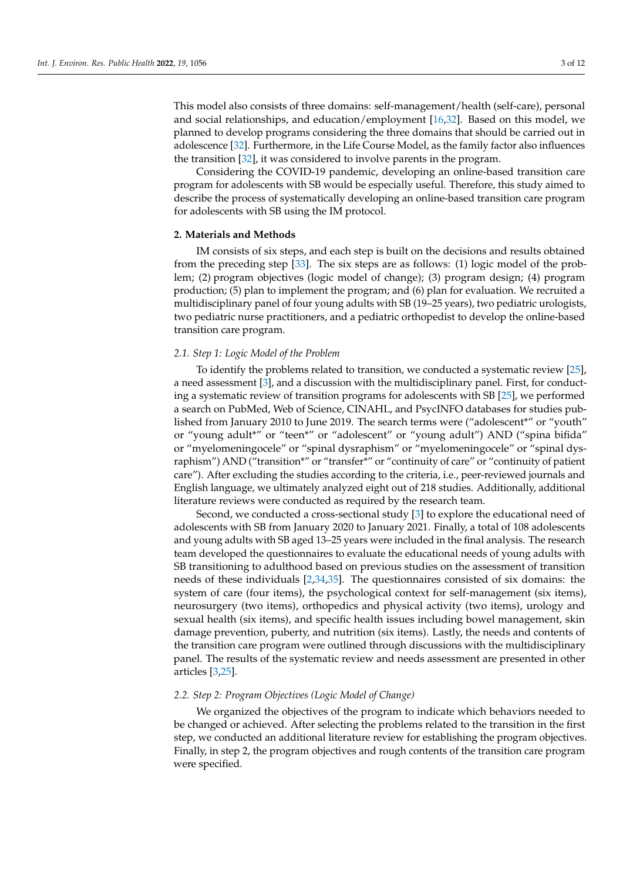This model also consists of three domains: self-management/health (self-care), personal and social relationships, and education/employment [16,32]. Based on this model, we planned to develop programs considering the three domains that should be carried out in adolescence [32]. Furthermore, in the Life Course Model, as the family factor also influences the transition [32], it was considered to involve parents in the program.

Considering the COVID-19 pandemic, developing an online-based transition care program for adolescents with SB would be especially useful. Therefore, this study aimed to describe the process of systematically developing an online-based transition care program for adolescents with SB using the IM protocol.

## 2. Materials and Methods

IM consists of six steps, and each step is built on the decisions and results obtained from the preceding step [33]. The six steps are as follows: (1) logic model of the problem; (2) program objectives (logic model of change); (3) program design; (4) program production; (5) plan to implement the program; and (6) plan for evaluation. We recruited a multidisciplinary panel of four young adults with SB (19–25 years), two pediatric urologists, two pediatric nurse practitioners, and a pediatric orthopedist to develop the online-based transition care program.

### *2.1. Step 1: Logic Model of the Problem*

To identify the problems related to transition, we conducted a systematic review [25], a need assessment [3], and a discussion with the multidisciplinary panel. First, for conducting a systematic review of transition programs for adolescents with SB [25], we performed a search on PubMed, Web of Science, CINAHL, and PsycINFO databases for studies published from January 2010 to June 2019. The search terms were ("adolescent*" or "youth" or "young adult*" or "teen*" or "adolescent" or "young adult") AND ("spina bifida" or "myelomeningocele" or "spinal dysraphism" or "myelomeningocele" or "spinal dysraphism") AND ("transition*" or "transfer*" or "continuity of care" or "continuity of patient care"). After excluding the studies according to the criteria, i.e., peer-reviewed journals and English language, we ultimately analyzed eight out of 218 studies. Additionally, additional literature reviews were conducted as required by the research team.

Second, we conducted a cross-sectional study [3] to explore the educational need of adolescents with SB from January 2020 to January 2021. Finally, a total of 108 adolescents and young adults with SB aged 13–25 years were included in the final analysis. The research team developed the questionnaires to evaluate the educational needs of young adults with SB transitioning to adulthood based on previous studies on the assessment of transition needs of these individuals [2,34,35]. The questionnaires consisted of six domains: the system of care (four items), the psychological context for self-management (six items), neurosurgery (two items), orthopedics and physical activity (two items), urology and sexual health (six items), and specific health issues including bowel management, skin damage prevention, puberty, and nutrition (six items). Lastly, the needs and contents of the transition care program were outlined through discussions with the multidisciplinary panel. The results of the systematic review and needs assessment are presented in other articles [3,25].

### *2.2. Step 2: Program Objectives (Logic Model of Change)*

We organized the objectives of the program to indicate which behaviors needed to be changed or achieved. After selecting the problems related to the transition in the first step, we conducted an additional literature review for establishing the program objectives. Finally, in step 2, the program objectives and rough contents of the transition care program were specified.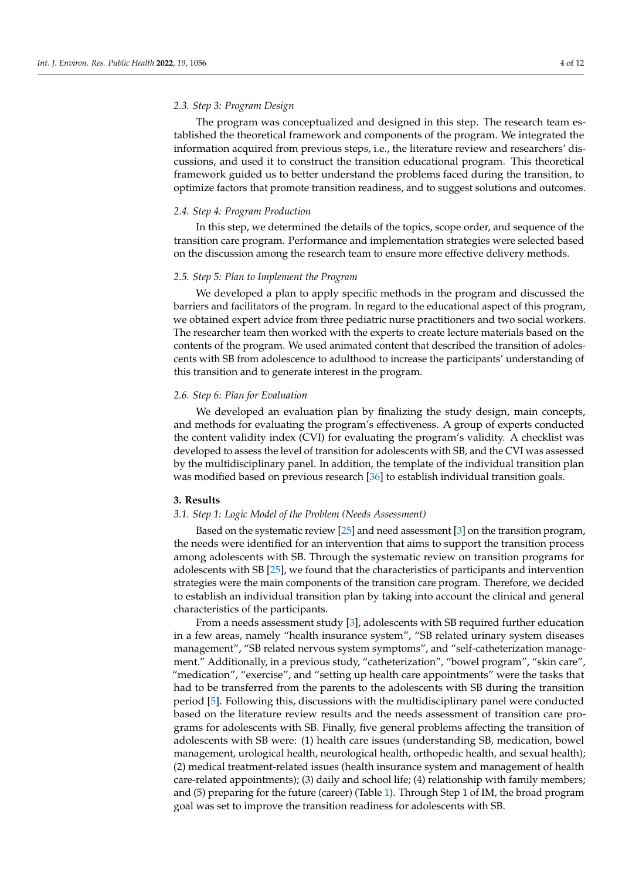### 2.3. Step 3: Program Design

The program was conceptualized and designed in this step. The research team established the theoretical framework and components of the program. We integrated the information acquired from previous steps, i.e., the literature review and researchers' discussions, and used it to construct the transition educational program. This theoretical framework guided us to better understand the problems faced during the transition, to optimize factors that promote transition readiness, and to suggest solutions and outcomes.

### 2.4. Step 4: Program Production

In this step, we determined the details of the topics, scope order, and sequence of the transition care program. Performance and implementation strategies were selected based on the discussion among the research team to ensure more effective delivery methods.

### 2.5. Step 5: Plan to Implement the Program

We developed a plan to apply specific methods in the program and discussed the barriers and facilitators of the program. In regard to the educational aspect of this program, we obtained expert advice from three pediatric nurse practitioners and two social workers. The researcher team then worked with the experts to create lecture materials based on the contents of the program. We used animated content that described the transition of adolescents with SB from adolescence to adulthood to increase the participants' understanding of this transition and to generate interest in the program.

### 2.6. Step 6: Plan for Evaluation

We developed an evaluation plan by finalizing the study design, main concepts, and methods for evaluating the program's effectiveness. A group of experts conducted the content validity index (CVI) for evaluating the program's validity. A checklist was developed to assess the level of transition for adolescents with SB, and the CVI was assessed by the multidisciplinary panel. In addition, the template of the individual transition plan was modified based on previous research [36] to establish individual transition goals.

## 3. Results

### 3.1. Step 1: Logic Model of the Problem (Needs Assessment)

Based on the systematic review [25] and need assessment [3] on the transition program, the needs were identified for an intervention that aims to support the transition process among adolescents with SB. Through the systematic review on transition programs for adolescents with SB [25], we found that the characteristics of participants and intervention strategies were the main components of the transition care program. Therefore, we decided to establish an individual transition plan by taking into account the clinical and general characteristics of the participants.

From a needs assessment study [3], adolescents with SB required further education in a few areas, namely "health insurance system", "SB related urinary system diseases management", "SB related nervous system symptoms", and "self-catheterization management." Additionally, in a previous study, "catheterization", "bowel program", "skin care", "medication", "exercise", and "setting up health care appointments" were the tasks that had to be transferred from the parents to the adolescents with SB during the transition period [5]. Following this, discussions with the multidisciplinary panel were conducted based on the literature review results and the needs assessment of transition care programs for adolescents with SB. Finally, five general problems affecting the transition of adolescents with SB were: (1) health care issues (understanding SB, medication, bowel management, urological health, neurological health, orthopedic health, and sexual health); (2) medical treatment-related issues (health insurance system and management of health care-related appointments); (3) daily and school life; (4) relationship with family members; and (5) preparing for the future (career) (Table 1). Through Step 1 of IM, the broad program goal was set to improve the transition readiness for adolescents with SB.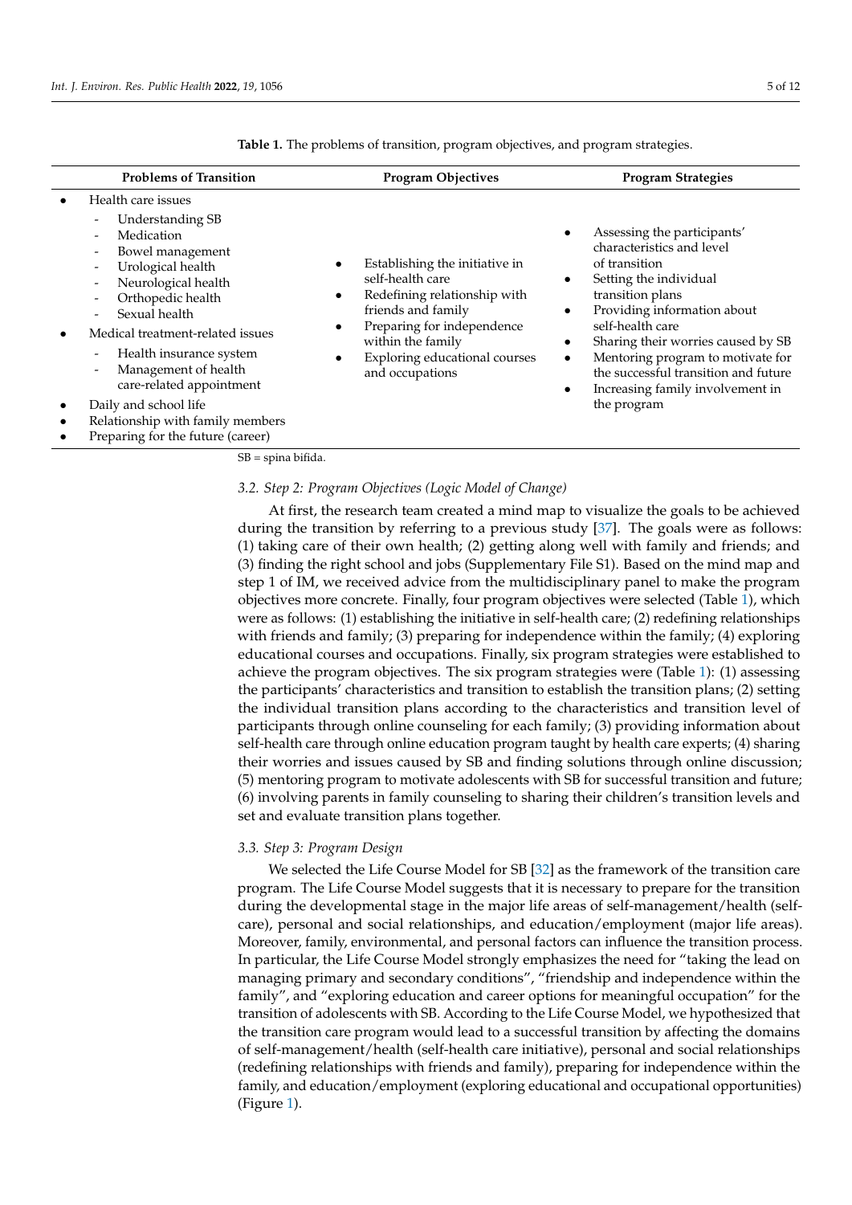**Table 1.** The problems of transition, program objectives, and program strategies.

| Problems of Transition | Program Objectives | Program Strategies |
| --- | --- | --- |
| • Health care issues<br>- Understanding SB<br>- Medication<br>- Bowel management<br>- Urological health<br>- Neurological health<br>- Orthopedic health<br>- Sexual health<br>• Medical treatment-related issues<br>- Health insurance system<br>- Management of health care-related appointment<br>• Daily and school life<br>• Relationship with family members<br>• Preparing for the future (career) | • Establishing the initiative in self-health care<br>• Redefining relationship with friends and family<br>• Preparing for independence within the family<br>• Exploring educational courses and occupations | • Assessing the participants' characteristics and level of transition<br>• Setting the individual transition plans<br>• Providing information about self-health care<br>• Sharing their worries caused by SB<br>• Mentoring program to motivate for the successful transition and future<br>• Increasing family involvement in the program |

SB = spina bifida.

### 3.2. Step 2: Program Objectives (Logic Model of Change)

At first, the research team created a mind map to visualize the goals to be achieved during the transition by referring to a previous study [37]. The goals were as follows: (1) taking care of their own health; (2) getting along well with family and friends; and (3) finding the right school and jobs (Supplementary File S1). Based on the mind map and step 1 of IM, we received advice from the multidisciplinary panel to make the program objectives more concrete. Finally, four program objectives were selected (Table 1), which were as follows: (1) establishing the initiative in self-health care; (2) redefining relationships with friends and family; (3) preparing for independence within the family; (4) exploring educational courses and occupations. Finally, six program strategies were established to achieve the program objectives. The six program strategies were (Table 1): (1) assessing the participants' characteristics and transition to establish the transition plans; (2) setting the individual transition plans according to the characteristics and transition level of participants through online counseling for each family; (3) providing information about self-health care through online education program taught by health care experts; (4) sharing their worries and issues caused by SB and finding solutions through online discussion; (5) mentoring program to motivate adolescents with SB for successful transition and future; (6) involving parents in family counseling to sharing their children's transition levels and set and evaluate transition plans together.

### 3.3. Step 3: Program Design

We selected the Life Course Model for SB [32] as the framework of the transition care program. The Life Course Model suggests that it is necessary to prepare for the transition during the developmental stage in the major life areas of self-management/health (self-care), personal and social relationships, and education/employment (major life areas). Moreover, family, environmental, and personal factors can influence the transition process. In particular, the Life Course Model strongly emphasizes the need for "taking the lead on managing primary and secondary conditions", "friendship and independence within the family", and "exploring education and career options for meaningful occupation" for the transition of adolescents with SB. According to the Life Course Model, we hypothesized that the transition care program would lead to a successful transition by affecting the domains of self-management/health (self-health care initiative), personal and social relationships (redefining relationships with friends and family), preparing for independence within the family, and education/employment (exploring educational and occupational opportunities) (Figure 1).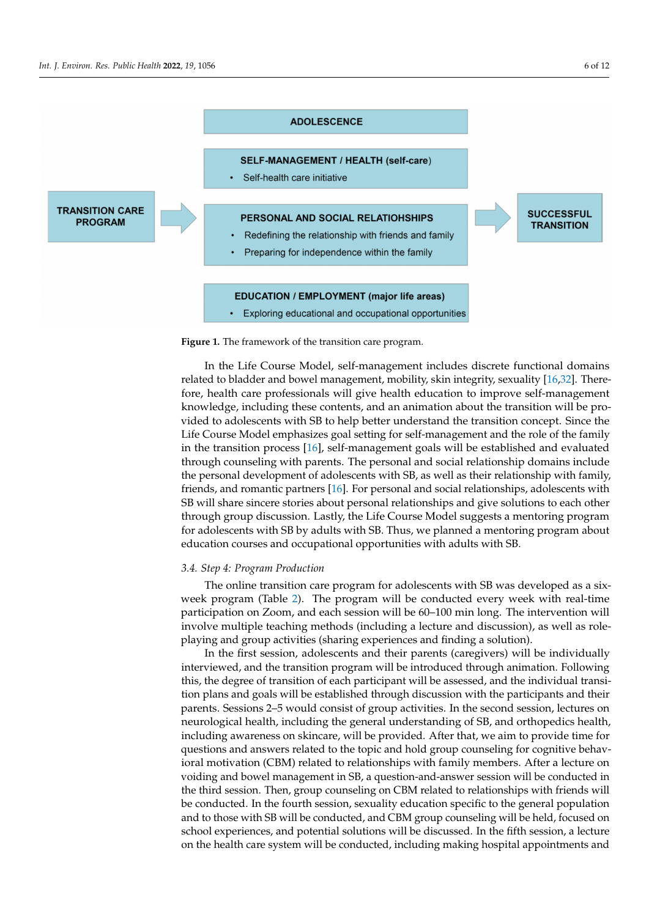**TRANSITION CARE PROGRAM** → 

**ADOLESCENCE**

**SELF-MANAGEMENT / HEALTH (self-care)**
- Self-health care initiative

**PERSONAL AND SOCIAL RELATIOHSHIPS**
- Redefining the relationship with friends and family
- Preparing for independence within the family

**EDUCATION / EMPLOYMENT (major life areas)**
- Exploring educational and occupational opportunities

→ **SUCCESSFUL TRANSITION**

**Figure 1.** The framework of the transition care program.

In the Life Course Model, self-management includes discrete functional domains related to bladder and bowel management, mobility, skin integrity, sexuality [16,32]. Therefore, health care professionals will give health education to improve self-management knowledge, including these contents, and an animation about the transition will be provided to adolescents with SB to help better understand the transition concept. Since the Life Course Model emphasizes goal setting for self-management and the role of the family in the transition process [16], self-management goals will be established and evaluated through counseling with parents. The personal and social relationship domains include the personal development of adolescents with SB, as well as their relationship with family, friends, and romantic partners [16]. For personal and social relationships, adolescents with SB will share sincere stories about personal relationships and give solutions to each other through group discussion. Lastly, the Life Course Model suggests a mentoring program for adolescents with SB by adults with SB. Thus, we planned a mentoring program about education courses and occupational opportunities with adults with SB.

### 3.4. Step 4: Program Production

The online transition care program for adolescents with SB was developed as a six-week program (Table 2). The program will be conducted every week with real-time participation on Zoom, and each session will be 60–100 min long. The intervention will involve multiple teaching methods (including a lecture and discussion), as well as role-playing and group activities (sharing experiences and finding a solution).

In the first session, adolescents and their parents (caregivers) will be individually interviewed, and the transition program will be introduced through animation. Following this, the degree of transition of each participant will be assessed, and the individual transition plans and goals will be established through discussion with the participants and their parents. Sessions 2–5 would consist of group activities. In the second session, lectures on neurological health, including the general understanding of SB, and orthopedics health, including awareness on skincare, will be provided. After that, we aim to provide time for questions and answers related to the topic and hold group counseling for cognitive behavioral motivation (CBM) related to relationships with family members. After a lecture on voiding and bowel management in SB, a question-and-answer session will be conducted in the third session. Then, group counseling on CBM related to relationships with friends will be conducted. In the fourth session, sexuality education specific to the general population and to those with SB will be conducted, and CBM group counseling will be held, focused on school experiences, and potential solutions will be discussed. In the fifth session, a lecture on the health care system will be conducted, including making hospital appointments and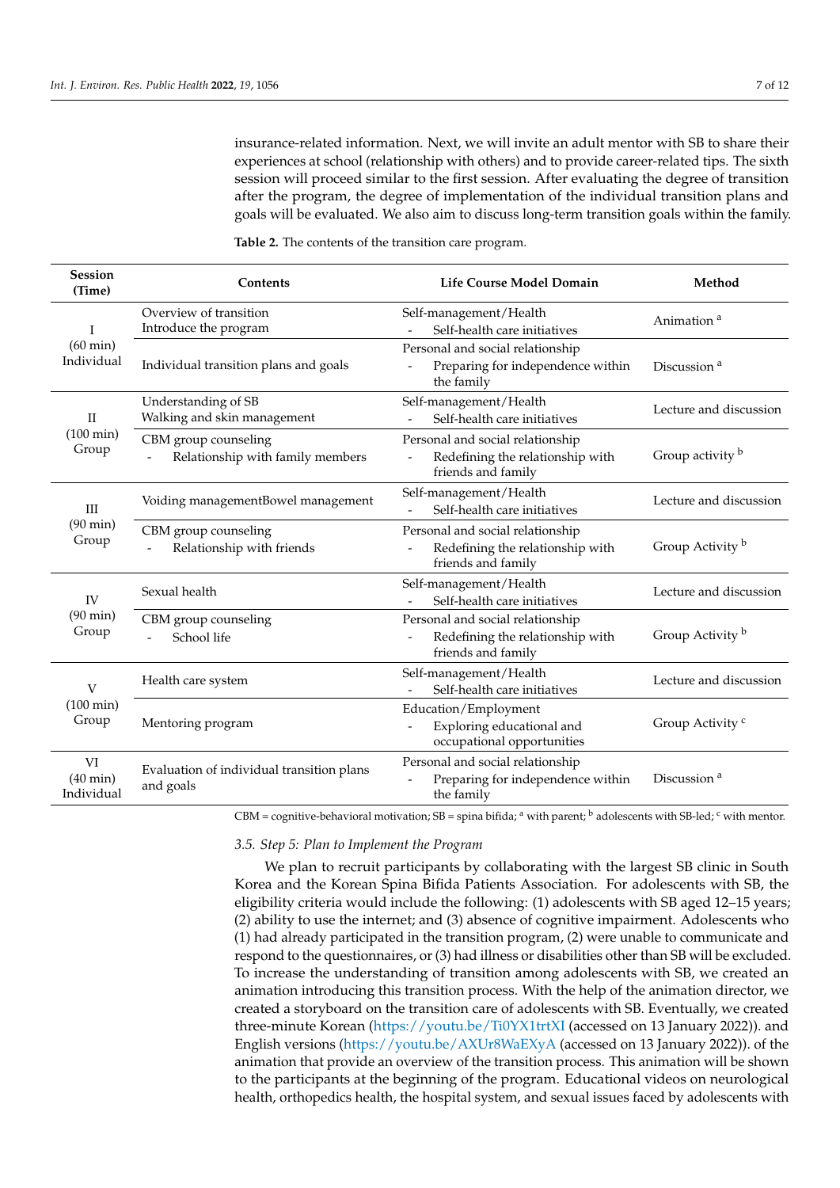insurance-related information. Next, we will invite an adult mentor with SB to share their experiences at school (relationship with others) and to provide career-related tips. The sixth session will proceed similar to the first session. After evaluating the degree of transition after the program, the degree of implementation of the individual transition plans and goals will be evaluated. We also aim to discuss long-term transition goals within the family.

**Table 2.** The contents of the transition care program.

| Session (Time) | Contents | Life Course Model Domain | Method |
|---|---|---|---|
| I (60 min) Individual | Overview of transition<br>Introduce the program | Self-management/Health<br>- Self-health care initiatives | Animation [a] |
| | Individual transition plans and goals | Personal and social relationship<br>- Preparing for independence within the family | Discussion [a] |
| II (100 min) Group | Understanding of SB<br>Walking and skin management | Self-management/Health<br>- Self-health care initiatives | Lecture and discussion |
| | CBM group counseling<br>- Relationship with family members | Personal and social relationship<br>- Redefining the relationship with friends and family | Group activity [b] |
| III (90 min) Group | Voiding managementBowel management | Self-management/Health<br>- Self-health care initiatives | Lecture and discussion |
| | CBM group counseling<br>- Relationship with friends | Personal and social relationship<br>- Redefining the relationship with friends and family | Group Activity [b] |
| IV (90 min) Group | Sexual health | Self-management/Health<br>- Self-health care initiatives | Lecture and discussion |
| | CBM group counseling<br>- School life | Personal and social relationship<br>- Redefining the relationship with friends and family | Group Activity [b] |
| V (100 min) Group | Health care system | Self-management/Health<br>- Self-health care initiatives | Lecture and discussion |
| | Mentoring program | Education/Employment<br>- Exploring educational and occupational opportunities | Group Activity [c] |
| VI (40 min) Individual | Evaluation of individual transition plans and goals | Personal and social relationship<br>- Preparing for independence within the family | Discussion [a] |

CBM = cognitive-behavioral motivation; SB = spina bifida; [a] with parent; [b] adolescents with SB-led; [c] with mentor.

### 3.5. Step 5: Plan to Implement the Program

We plan to recruit participants by collaborating with the largest SB clinic in South Korea and the Korean Spina Bifida Patients Association. For adolescents with SB, the eligibility criteria would include the following: (1) adolescents with SB aged 12–15 years; (2) ability to use the internet; and (3) absence of cognitive impairment. Adolescents who (1) had already participated in the transition program, (2) were unable to communicate and respond to the questionnaires, or (3) had illness or disabilities other than SB will be excluded. To increase the understanding of transition among adolescents with SB, we created an animation introducing this transition process. With the help of the animation director, we created a storyboard on the transition care of adolescents with SB. Eventually, we created three-minute Korean (https://youtu.be/Ti0YX1trtXI (accessed on 13 January 2022)). and English versions (https://youtu.be/AXUr8WaEXyA (accessed on 13 January 2022)). of the animation that provide an overview of the transition process. This animation will be shown to the participants at the beginning of the program. Educational videos on neurological health, orthopedics health, the hospital system, and sexual issues faced by adolescents with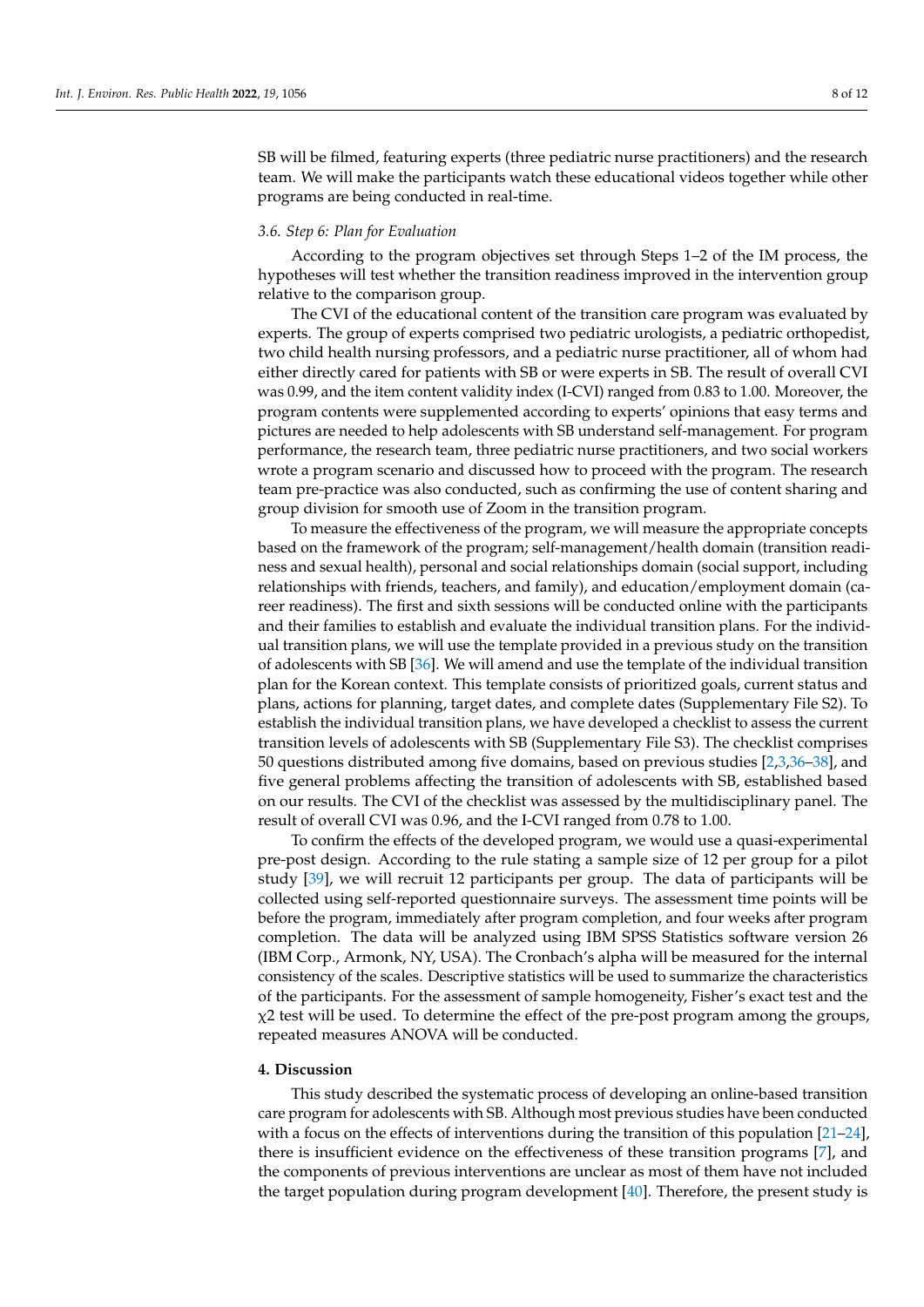SB will be filmed, featuring experts (three pediatric nurse practitioners) and the research team. We will make the participants watch these educational videos together while other programs are being conducted in real-time.

### *3.6. Step 6: Plan for Evaluation*

According to the program objectives set through Steps 1–2 of the IM process, the hypotheses will test whether the transition readiness improved in the intervention group relative to the comparison group.

The CVI of the educational content of the transition care program was evaluated by experts. The group of experts comprised two pediatric urologists, a pediatric orthopedist, two child health nursing professors, and a pediatric nurse practitioner, all of whom had either directly cared for patients with SB or were experts in SB. The result of overall CVI was 0.99, and the item content validity index (I-CVI) ranged from 0.83 to 1.00. Moreover, the program contents were supplemented according to experts' opinions that easy terms and pictures are needed to help adolescents with SB understand self-management. For program performance, the research team, three pediatric nurse practitioners, and two social workers wrote a program scenario and discussed how to proceed with the program. The research team pre-practice was also conducted, such as confirming the use of content sharing and group division for smooth use of Zoom in the transition program.

To measure the effectiveness of the program, we will measure the appropriate concepts based on the framework of the program; self-management/health domain (transition readiness and sexual health), personal and social relationships domain (social support, including relationships with friends, teachers, and family), and education/employment domain (career readiness). The first and sixth sessions will be conducted online with the participants and their families to establish and evaluate the individual transition plans. For the individual transition plans, we will use the template provided in a previous study on the transition of adolescents with SB [36]. We will amend and use the template of the individual transition plan for the Korean context. This template consists of prioritized goals, current status and plans, actions for planning, target dates, and complete dates (Supplementary File S2). To establish the individual transition plans, we have developed a checklist to assess the current transition levels of adolescents with SB (Supplementary File S3). The checklist comprises 50 questions distributed among five domains, based on previous studies [2,3,36–38], and five general problems affecting the transition of adolescents with SB, established based on our results. The CVI of the checklist was assessed by the multidisciplinary panel. The result of overall CVI was 0.96, and the I-CVI ranged from 0.78 to 1.00.

To confirm the effects of the developed program, we would use a quasi-experimental pre-post design. According to the rule stating a sample size of 12 per group for a pilot study [39], we will recruit 12 participants per group. The data of participants will be collected using self-reported questionnaire surveys. The assessment time points will be before the program, immediately after program completion, and four weeks after program completion. The data will be analyzed using IBM SPSS Statistics software version 26 (IBM Corp., Armonk, NY, USA). The Cronbach's alpha will be measured for the internal consistency of the scales. Descriptive statistics will be used to summarize the characteristics of the participants. For the assessment of sample homogeneity, Fisher's exact test and the $\chi 2$ test will be used. To determine the effect of the pre-post program among the groups, repeated measures ANOVA will be conducted.

## **4. Discussion**

This study described the systematic process of developing an online-based transition care program for adolescents with SB. Although most previous studies have been conducted with a focus on the effects of interventions during the transition of this population [21–24], there is insufficient evidence on the effectiveness of these transition programs [7], and the components of previous interventions are unclear as most of them have not included the target population during program development [40]. Therefore, the present study is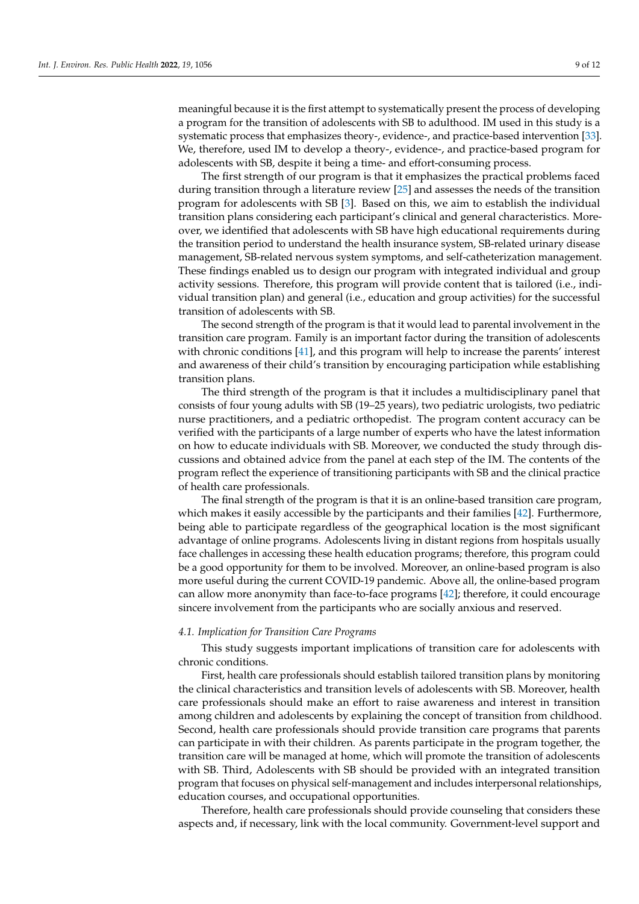meaningful because it is the first attempt to systematically present the process of developing a program for the transition of adolescents with SB to adulthood. IM used in this study is a systematic process that emphasizes theory-, evidence-, and practice-based intervention [33]. We, therefore, used IM to develop a theory-, evidence-, and practice-based program for adolescents with SB, despite it being a time- and effort-consuming process.

The first strength of our program is that it emphasizes the practical problems faced during transition through a literature review [25] and assesses the needs of the transition program for adolescents with SB [3]. Based on this, we aim to establish the individual transition plans considering each participant's clinical and general characteristics. Moreover, we identified that adolescents with SB have high educational requirements during the transition period to understand the health insurance system, SB-related urinary disease management, SB-related nervous system symptoms, and self-catheterization management. These findings enabled us to design our program with integrated individual and group activity sessions. Therefore, this program will provide content that is tailored (i.e., individual transition plan) and general (i.e., education and group activities) for the successful transition of adolescents with SB.

The second strength of the program is that it would lead to parental involvement in the transition care program. Family is an important factor during the transition of adolescents with chronic conditions [41], and this program will help to increase the parents' interest and awareness of their child's transition by encouraging participation while establishing transition plans.

The third strength of the program is that it includes a multidisciplinary panel that consists of four young adults with SB (19–25 years), two pediatric urologists, two pediatric nurse practitioners, and a pediatric orthopedist. The program content accuracy can be verified with the participants of a large number of experts who have the latest information on how to educate individuals with SB. Moreover, we conducted the study through discussions and obtained advice from the panel at each step of the IM. The contents of the program reflect the experience of transitioning participants with SB and the clinical practice of health care professionals.

The final strength of the program is that it is an online-based transition care program, which makes it easily accessible by the participants and their families [42]. Furthermore, being able to participate regardless of the geographical location is the most significant advantage of online programs. Adolescents living in distant regions from hospitals usually face challenges in accessing these health education programs; therefore, this program could be a good opportunity for them to be involved. Moreover, an online-based program is also more useful during the current COVID-19 pandemic. Above all, the online-based program can allow more anonymity than face-to-face programs [42]; therefore, it could encourage sincere involvement from the participants who are socially anxious and reserved.

### *4.1. Implication for Transition Care Programs*

This study suggests important implications of transition care for adolescents with chronic conditions.

First, health care professionals should establish tailored transition plans by monitoring the clinical characteristics and transition levels of adolescents with SB. Moreover, health care professionals should make an effort to raise awareness and interest in transition among children and adolescents by explaining the concept of transition from childhood. Second, health care professionals should provide transition care programs that parents can participate in with their children. As parents participate in the program together, the transition care will be managed at home, which will promote the transition of adolescents with SB. Third, Adolescents with SB should be provided with an integrated transition program that focuses on physical self-management and includes interpersonal relationships, education courses, and occupational opportunities.

Therefore, health care professionals should provide counseling that considers these aspects and, if necessary, link with the local community. Government-level support and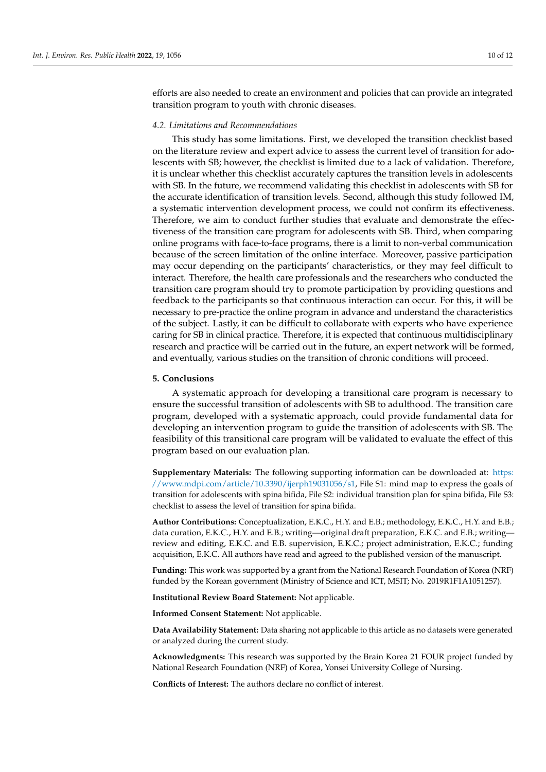efforts are also needed to create an environment and policies that can provide an integrated transition program to youth with chronic diseases.

### *4.2. Limitations and Recommendations*

This study has some limitations. First, we developed the transition checklist based on the literature review and expert advice to assess the current level of transition for adolescents with SB; however, the checklist is limited due to a lack of validation. Therefore, it is unclear whether this checklist accurately captures the transition levels in adolescents with SB. In the future, we recommend validating this checklist in adolescents with SB for the accurate identification of transition levels. Second, although this study followed IM, a systematic intervention development process, we could not confirm its effectiveness. Therefore, we aim to conduct further studies that evaluate and demonstrate the effectiveness of the transition care program for adolescents with SB. Third, when comparing online programs with face-to-face programs, there is a limit to non-verbal communication because of the screen limitation of the online interface. Moreover, passive participation may occur depending on the participants' characteristics, or they may feel difficult to interact. Therefore, the health care professionals and the researchers who conducted the transition care program should try to promote participation by providing questions and feedback to the participants so that continuous interaction can occur. For this, it will be necessary to pre-practice the online program in advance and understand the characteristics of the subject. Lastly, it can be difficult to collaborate with experts who have experience caring for SB in clinical practice. Therefore, it is expected that continuous multidisciplinary research and practice will be carried out in the future, an expert network will be formed, and eventually, various studies on the transition of chronic conditions will proceed.

## 5. Conclusions

A systematic approach for developing a transitional care program is necessary to ensure the successful transition of adolescents with SB to adulthood. The transition care program, developed with a systematic approach, could provide fundamental data for developing an intervention program to guide the transition of adolescents with SB. The feasibility of this transitional care program will be validated to evaluate the effect of this program based on our evaluation plan.

**Supplementary Materials:** The following supporting information can be downloaded at: https://www.mdpi.com/article/10.3390/ijerph19031056/s1, File S1: mind map to express the goals of transition for adolescents with spina bifida, File S2: individual transition plan for spina bifida, File S3: checklist to assess the level of transition for spina bifida.

**Author Contributions:** Conceptualization, E.K.C., H.Y. and E.B.; methodology, E.K.C., H.Y. and E.B.; data curation, E.K.C., H.Y. and E.B.; writing—original draft preparation, E.K.C. and E.B.; writing—review and editing, E.K.C. and E.B. supervision, E.K.C.; project administration, E.K.C.; funding acquisition, E.K.C. All authors have read and agreed to the published version of the manuscript.

**Funding:** This work was supported by a grant from the National Research Foundation of Korea (NRF) funded by the Korean government (Ministry of Science and ICT, MSIT; No. 2019R1F1A1051257).

**Institutional Review Board Statement:** Not applicable.

**Informed Consent Statement:** Not applicable.

**Data Availability Statement:** Data sharing not applicable to this article as no datasets were generated or analyzed during the current study.

**Acknowledgments:** This research was supported by the Brain Korea 21 FOUR project funded by National Research Foundation (NRF) of Korea, Yonsei University College of Nursing.

**Conflicts of Interest:** The authors declare no conflict of interest.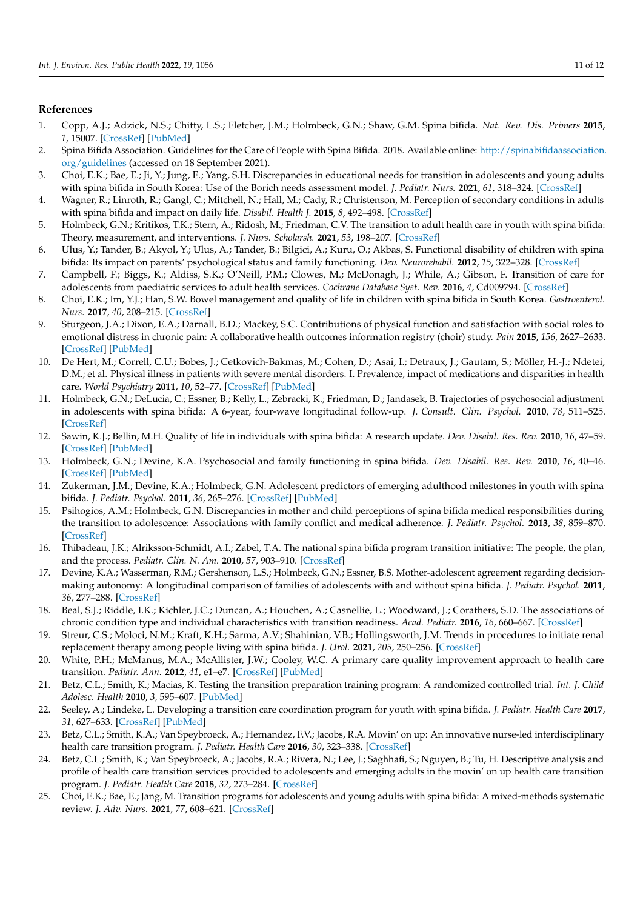## References

1. Copp, A.J.; Adzick, N.S.; Chitty, L.S.; Fletcher, J.M.; Holmbeck, G.N.; Shaw, G.M. Spina bifida. *Nat. Rev. Dis. Primers* **2015**, *1*, 15007. [CrossRef] [PubMed]
2. Spina Bifida Association. Guidelines for the Care of People with Spina Bifida. 2018. Available online: http://spinabifidaassociation.org/guidelines (accessed on 18 September 2021).
3. Choi, E.K.; Bae, E.; Ji, Y.; Jung, E.; Yang, S.H. Discrepancies in educational needs for transition in adolescents and young adults with spina bifida in South Korea: Use of the Borich needs assessment model. *J. Pediatr. Nurs.* **2021**, *61*, 318–324. [CrossRef]
4. Wagner, R.; Linroth, R.; Gangl, C.; Mitchell, N.; Hall, M.; Cady, R.; Christenson, M. Perception of secondary conditions in adults with spina bifida and impact on daily life. *Disabil. Health J.* **2015**, *8*, 492–498. [CrossRef]
5. Holmbeck, G.N.; Kritikos, T.K.; Stern, A.; Ridosh, M.; Friedman, C.V. The transition to adult health care in youth with spina bifida: Theory, measurement, and interventions. *J. Nurs. Scholarsh.* **2021**, *53*, 198–207. [CrossRef]
6. Ulus, Y.; Tander, B.; Akyol, Y.; Ulus, A.; Tander, B.; Bilgici, A.; Kuru, O.; Akbas, S. Functional disability of children with spina bifida: Its impact on parents' psychological status and family functioning. *Dev. Neurorehabil.* **2012**, *15*, 322–328. [CrossRef]
7. Campbell, F.; Biggs, K.; Aldiss, S.K.; O'Neill, P.M.; Clowes, M.; McDonagh, J.; While, A.; Gibson, F. Transition of care for adolescents from paediatric services to adult health services. *Cochrane Database Syst. Rev.* **2016**, *4*, Cd009794. [CrossRef]
8. Choi, E.K.; Im, Y.J.; Han, S.W. Bowel management and quality of life in children with spina bifida in South Korea. *Gastroenterol. Nurs.* **2017**, *40*, 208–215. [CrossRef]
9. Sturgeon, J.A.; Dixon, E.A.; Darnall, B.D.; Mackey, S.C. Contributions of physical function and satisfaction with social roles to emotional distress in chronic pain: A collaborative health outcomes information registry (choir) study. *Pain* **2015**, *156*, 2627–2633. [CrossRef] [PubMed]
10. De Hert, M.; Correll, C.U.; Bobes, J.; Cetkovich-Bakmas, M.; Cohen, D.; Asai, I.; Detraux, J.; Gautam, S.; Möller, H.-J.; Ndetei, D.M.; et al. Physical illness in patients with severe mental disorders. I. Prevalence, impact of medications and disparities in health care. *World Psychiatry* **2011**, *10*, 52–77. [CrossRef] [PubMed]
11. Holmbeck, G.N.; DeLucia, C.; Essner, B.; Kelly, L.; Zebracki, K.; Friedman, D.; Jandasek, B. Trajectories of psychosocial adjustment in adolescents with spina bifida: A 6-year, four-wave longitudinal follow-up. *J. Consult. Clin. Psychol.* **2010**, *78*, 511–525. [CrossRef]
12. Sawin, K.J.; Bellin, M.H. Quality of life in individuals with spina bifida: A research update. *Dev. Disabil. Res. Rev.* **2010**, *16*, 47–59. [CrossRef] [PubMed]
13. Holmbeck, G.N.; Devine, K.A. Psychosocial and family functioning in spina bifida. *Dev. Disabil. Res. Rev.* **2010**, *16*, 40–46. [CrossRef] [PubMed]
14. Zukerman, J.M.; Devine, K.A.; Holmbeck, G.N. Adolescent predictors of emerging adulthood milestones in youth with spina bifida. *J. Pediatr. Psychol.* **2011**, *36*, 265–276. [CrossRef] [PubMed]
15. Psihogios, A.M.; Holmbeck, G.N. Discrepancies in mother and child perceptions of spina bifida medical responsibilities during the transition to adolescence: Associations with family conflict and medical adherence. *J. Pediatr. Psychol.* **2013**, *38*, 859–870. [CrossRef]
16. Thibadeau, J.K.; Alriksson-Schmidt, A.I.; Zabel, T.A. The national spina bifida program transition initiative: The people, the plan, and the process. *Pediatr. Clin. N. Am.* **2010**, *57*, 903–910. [CrossRef]
17. Devine, K.A.; Wasserman, R.M.; Gershenson, L.S.; Holmbeck, G.N.; Essner, B.S. Mother-adolescent agreement regarding decision-making autonomy: A longitudinal comparison of families of adolescents with and without spina bifida. *J. Pediatr. Psychol.* **2011**, *36*, 277–288. [CrossRef]
18. Beal, S.J.; Riddle, I.K.; Kichler, J.C.; Duncan, A.; Houchen, A.; Casnellie, L.; Woodward, J.; Corathers, S.D. The associations of chronic condition type and individual characteristics with transition readiness. *Acad. Pediatr.* **2016**, *16*, 660–667. [CrossRef]
19. Streur, C.S.; Moloci, N.M.; Kraft, K.H.; Sarma, A.V.; Shahinian, V.B.; Hollingsworth, J.M. Trends in procedures to initiate renal replacement therapy among people living with spina bifida. *J. Urol.* **2021**, *205*, 250–256. [CrossRef]
20. White, P.H.; McManus, M.A.; McAllister, J.W.; Cooley, W.C. A primary care quality improvement approach to health care transition. *Pediatr. Ann.* **2012**, *41*, e1–e7. [CrossRef] [PubMed]
21. Betz, C.L.; Smith, K.; Macias, K. Testing the transition preparation training program: A randomized controlled trial. *Int. J. Child Adolesc. Health* **2010**, *3*, 595–607. [PubMed]
22. Seeley, A.; Lindeke, L. Developing a transition care coordination program for youth with spina bifida. *J. Pediatr. Health Care* **2017**, *31*, 627–633. [CrossRef] [PubMed]
23. Betz, C.L.; Smith, K.A.; Van Speybroeck, A.; Hernandez, F.V.; Jacobs, R.A. Movin' on up: An innovative nurse-led interdisciplinary health care transition program. *J. Pediatr. Health Care* **2016**, *30*, 323–338. [CrossRef]
24. Betz, C.L.; Smith, K.; Van Speybroeck, A.; Jacobs, R.A.; Rivera, N.; Lee, J.; Saghhafi, S.; Nguyen, B.; Tu, H. Descriptive analysis and profile of health care transition services provided to adolescents and emerging adults in the movin' on up health care transition program. *J. Pediatr. Health Care* **2018**, *32*, 273–284. [CrossRef]
25. Choi, E.K.; Bae, E.; Jang, M. Transition programs for adolescents and young adults with spina bifida: A mixed-methods systematic review. *J. Adv. Nurs.* **2021**, *77*, 608–621. [CrossRef]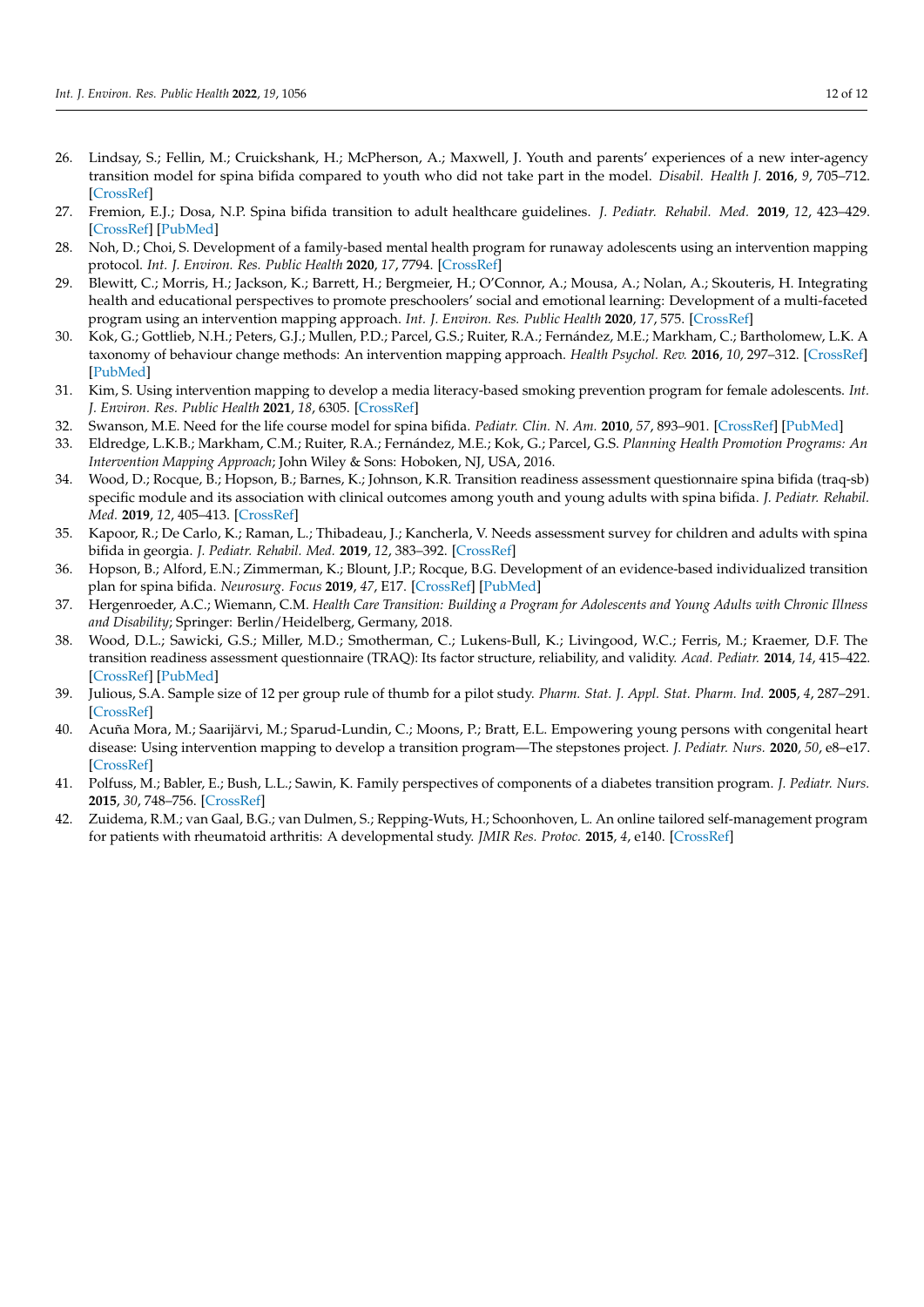26. Lindsay, S.; Fellin, M.; Cruickshank, H.; McPherson, A.; Maxwell, J. Youth and parents' experiences of a new inter-agency transition model for spina bifida compared to youth who did not take part in the model. *Disabil. Health J.* **2016**, *9*, 705–712. [CrossRef]
27. Fremion, E.J.; Dosa, N.P. Spina bifida transition to adult healthcare guidelines. *J. Pediatr. Rehabil. Med.* **2019**, *12*, 423–429. [CrossRef] [PubMed]
28. Noh, D.; Choi, S. Development of a family-based mental health program for runaway adolescents using an intervention mapping protocol. *Int. J. Environ. Res. Public Health* **2020**, *17*, 7794. [CrossRef]
29. Blewitt, C.; Morris, H.; Jackson, K.; Barrett, H.; Bergmeier, H.; O'Connor, A.; Mousa, A.; Nolan, A.; Skouteris, H. Integrating health and educational perspectives to promote preschoolers' social and emotional learning: Development of a multi-faceted program using an intervention mapping approach. *Int. J. Environ. Res. Public Health* **2020**, *17*, 575. [CrossRef]
30. Kok, G.; Gottlieb, N.H.; Peters, G.J.; Mullen, P.D.; Parcel, G.S.; Ruiter, R.A.; Fernández, M.E.; Markham, C.; Bartholomew, L.K. A taxonomy of behaviour change methods: An intervention mapping approach. *Health Psychol. Rev.* **2016**, *10*, 297–312. [CrossRef] [PubMed]
31. Kim, S. Using intervention mapping to develop a media literacy-based smoking prevention program for female adolescents. *Int. J. Environ. Res. Public Health* **2021**, *18*, 6305. [CrossRef]
32. Swanson, M.E. Need for the life course model for spina bifida. *Pediatr. Clin. N. Am.* **2010**, *57*, 893–901. [CrossRef] [PubMed]
33. Eldredge, L.K.B.; Markham, C.M.; Ruiter, R.A.; Fernández, M.E.; Kok, G.; Parcel, G.S. *Planning Health Promotion Programs: An Intervention Mapping Approach*; John Wiley & Sons: Hoboken, NJ, USA, 2016.
34. Wood, D.; Rocque, B.; Hopson, B.; Barnes, K.; Johnson, K.R. Transition readiness assessment questionnaire spina bifida (traq-sb) specific module and its association with clinical outcomes among youth and young adults with spina bifida. *J. Pediatr. Rehabil. Med.* **2019**, *12*, 405–413. [CrossRef]
35. Kapoor, R.; De Carlo, K.; Raman, L.; Thibadeau, J.; Kancherla, V. Needs assessment survey for children and adults with spina bifida in georgia. *J. Pediatr. Rehabil. Med.* **2019**, *12*, 383–392. [CrossRef]
36. Hopson, B.; Alford, E.N.; Zimmerman, K.; Blount, J.P.; Rocque, B.G. Development of an evidence-based individualized transition plan for spina bifida. *Neurosurg. Focus* **2019**, *47*, E17. [CrossRef] [PubMed]
37. Hergenroeder, A.C.; Wiemann, C.M. *Health Care Transition: Building a Program for Adolescents and Young Adults with Chronic Illness and Disability*; Springer: Berlin/Heidelberg, Germany, 2018.
38. Wood, D.L.; Sawicki, G.S.; Miller, M.D.; Smotherman, C.; Lukens-Bull, K.; Livingood, W.C.; Ferris, M.; Kraemer, D.F. The transition readiness assessment questionnaire (TRAQ): Its factor structure, reliability, and validity. *Acad. Pediatr.* **2014**, *14*, 415–422. [CrossRef] [PubMed]
39. Julious, S.A. Sample size of 12 per group rule of thumb for a pilot study. *Pharm. Stat. J. Appl. Stat. Pharm. Ind.* **2005**, *4*, 287–291. [CrossRef]
40. Acuña Mora, M.; Saarijärvi, M.; Sparud-Lundin, C.; Moons, P.; Bratt, E.L. Empowering young persons with congenital heart disease: Using intervention mapping to develop a transition program—The stepstones project. *J. Pediatr. Nurs.* **2020**, *50*, e8–e17. [CrossRef]
41. Polfuss, M.; Babler, E.; Bush, L.L.; Sawin, K. Family perspectives of components of a diabetes transition program. *J. Pediatr. Nurs.* **2015**, *30*, 748–756. [CrossRef]
42. Zuidema, R.M.; van Gaal, B.G.; van Dulmen, S.; Repping-Wuts, H.; Schoonhoven, L. An online tailored self-management program for patients with rheumatoid arthritis: A developmental study. *JMIR Res. Protoc.* **2015**, *4*, e140. [CrossRef]